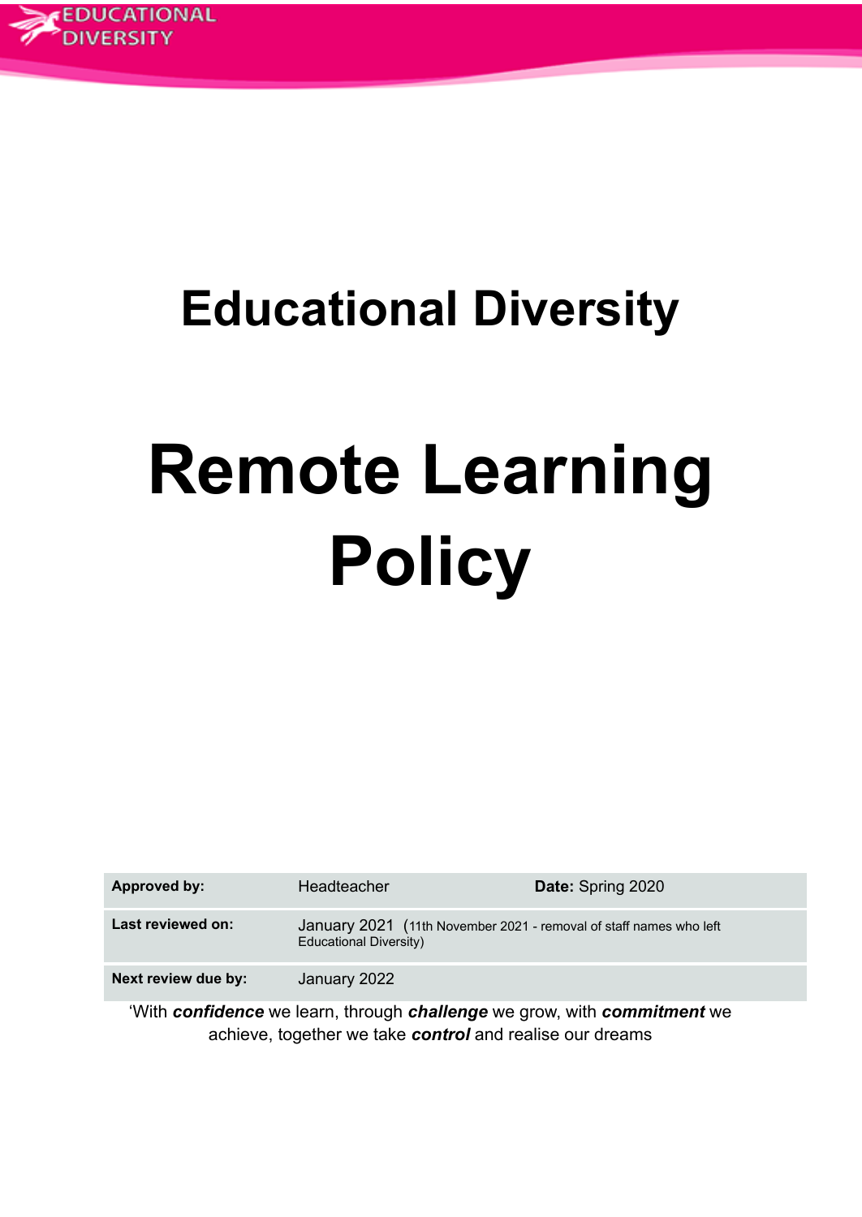# Educational Diversity

# Remote Learning Policy

| Approved by: | Headteacher | Date: Spring 2020 |
|---|---|---|
| Last reviewed on: | January 2021 (11th November 2021 - removal of staff names who left Educational Diversity) | |
| Next review due by: | January 2022 | |

'With ***confidence*** we learn, through ***challenge*** we grow, with ***commitment*** we achieve, together we take ***control*** and realise our dreams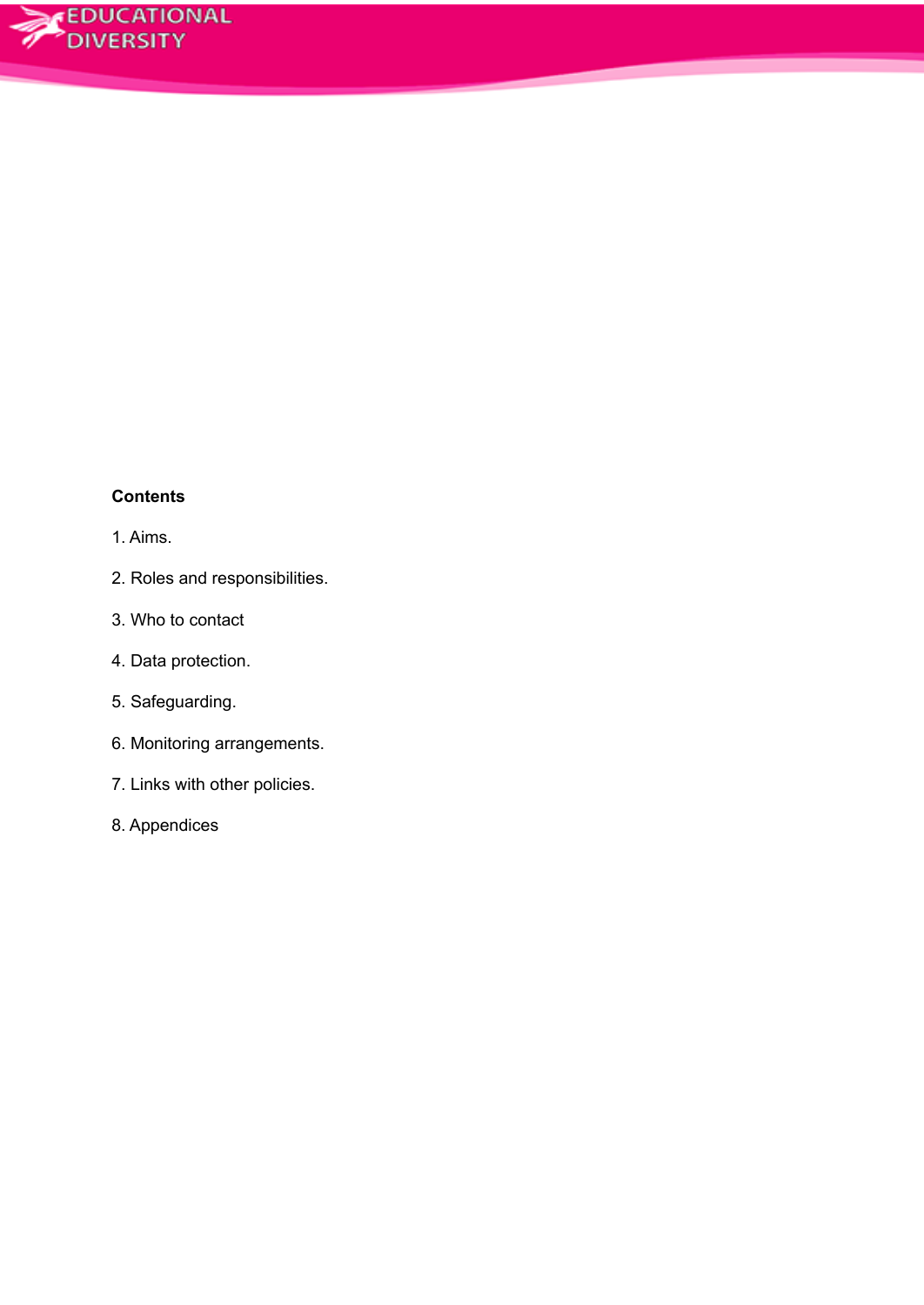**Contents**

1. Aims.
2. Roles and responsibilities.
3. Who to contact
4. Data protection.
5. Safeguarding.
6. Monitoring arrangements.
7. Links with other policies.
8. Appendices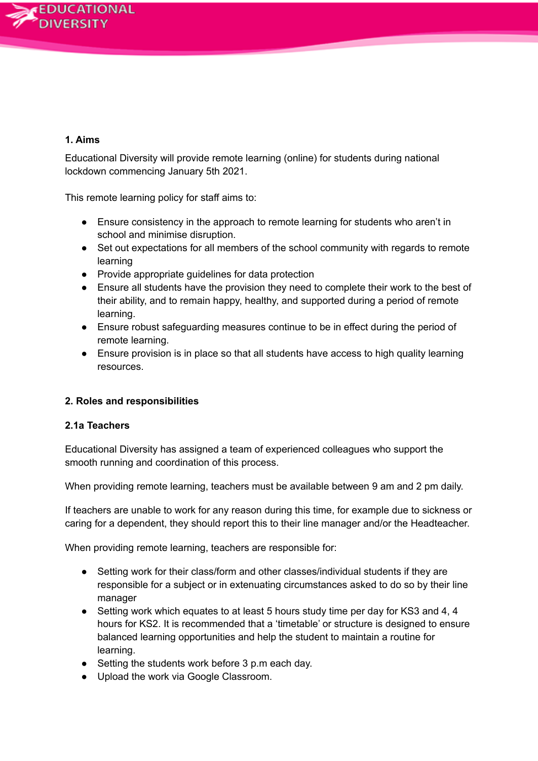## 1. Aims

Educational Diversity will provide remote learning (online) for students during national lockdown commencing January 5th 2021.

This remote learning policy for staff aims to:

- Ensure consistency in the approach to remote learning for students who aren't in school and minimise disruption.
- Set out expectations for all members of the school community with regards to remote learning
- Provide appropriate guidelines for data protection
- Ensure all students have the provision they need to complete their work to the best of their ability, and to remain happy, healthy, and supported during a period of remote learning.
- Ensure robust safeguarding measures continue to be in effect during the period of remote learning.
- Ensure provision is in place so that all students have access to high quality learning resources.

## 2. Roles and responsibilities

### 2.1a Teachers

Educational Diversity has assigned a team of experienced colleagues who support the smooth running and coordination of this process.

When providing remote learning, teachers must be available between 9 am and 2 pm daily.

If teachers are unable to work for any reason during this time, for example due to sickness or caring for a dependent, they should report this to their line manager and/or the Headteacher.

When providing remote learning, teachers are responsible for:

- Setting work for their class/form and other classes/individual students if they are responsible for a subject or in extenuating circumstances asked to do so by their line manager
- Setting work which equates to at least 5 hours study time per day for KS3 and 4, 4 hours for KS2. It is recommended that a 'timetable' or structure is designed to ensure balanced learning opportunities and help the student to maintain a routine for learning.
- Setting the students work before 3 p.m each day.
- Upload the work via Google Classroom.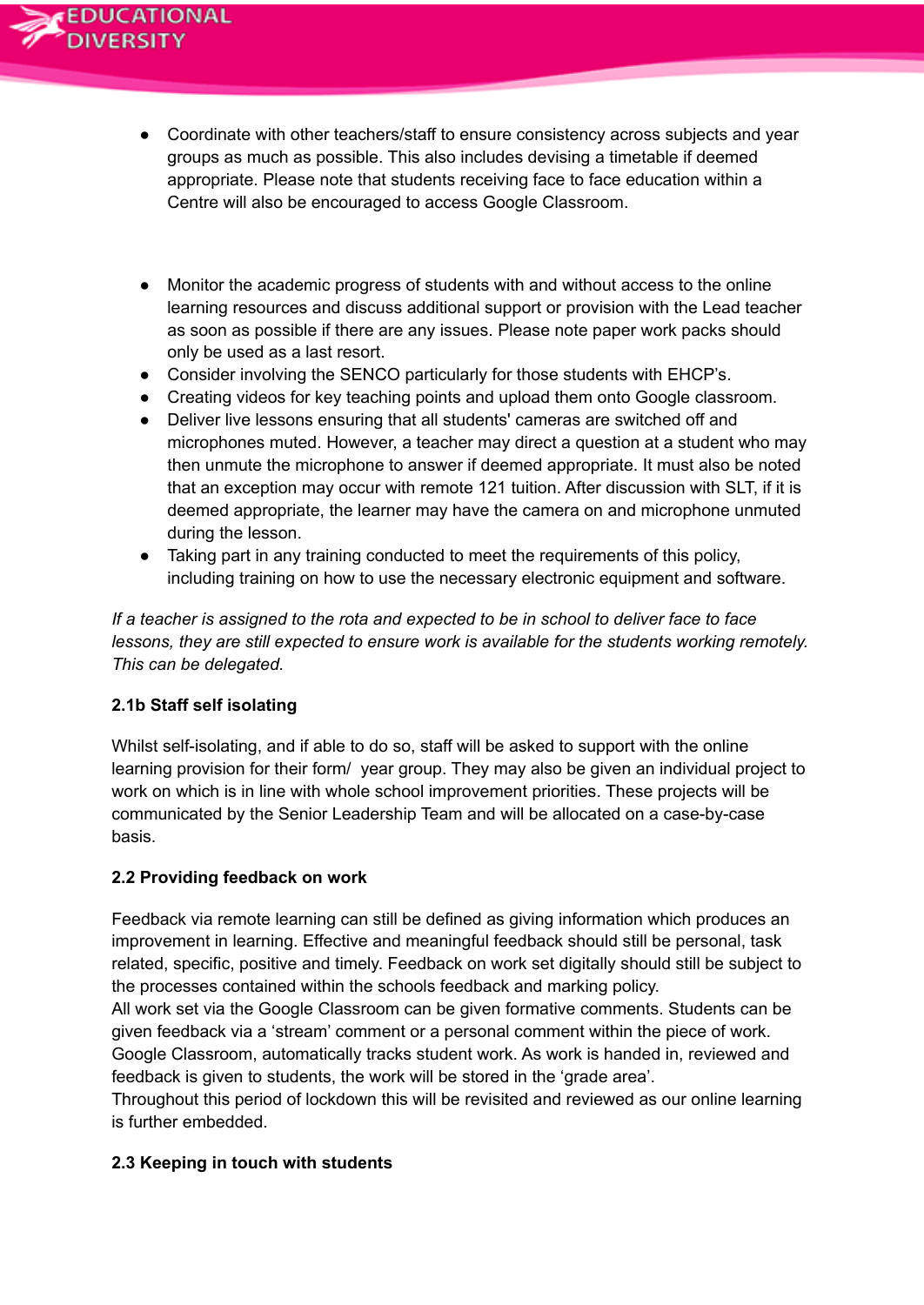- Coordinate with other teachers/staff to ensure consistency across subjects and year groups as much as possible. This also includes devising a timetable if deemed appropriate. Please note that students receiving face to face education within a Centre will also be encouraged to access Google Classroom.

- Monitor the academic progress of students with and without access to the online learning resources and discuss additional support or provision with the Lead teacher as soon as possible if there are any issues. Please note paper work packs should only be used as a last resort.
- Consider involving the SENCO particularly for those students with EHCP's.
- Creating videos for key teaching points and upload them onto Google classroom.
- Deliver live lessons ensuring that all students' cameras are switched off and microphones muted. However, a teacher may direct a question at a student who may then unmute the microphone to answer if deemed appropriate. It must also be noted that an exception may occur with remote 121 tuition. After discussion with SLT, if it is deemed appropriate, the learner may have the camera on and microphone unmuted during the lesson.
- Taking part in any training conducted to meet the requirements of this policy, including training on how to use the necessary electronic equipment and software.

*If a teacher is assigned to the rota and expected to be in school to deliver face to face lessons, they are still expected to ensure work is available for the students working remotely. This can be delegated.*

**2.1b Staff self isolating**

Whilst self-isolating, and if able to do so, staff will be asked to support with the online learning provision for their form/ year group. They may also be given an individual project to work on which is in line with whole school improvement priorities. These projects will be communicated by the Senior Leadership Team and will be allocated on a case-by-case basis.

**2.2 Providing feedback on work**

Feedback via remote learning can still be defined as giving information which produces an improvement in learning. Effective and meaningful feedback should still be personal, task related, specific, positive and timely. Feedback on work set digitally should still be subject to the processes contained within the schools feedback and marking policy.
All work set via the Google Classroom can be given formative comments. Students can be given feedback via a 'stream' comment or a personal comment within the piece of work. Google Classroom, automatically tracks student work. As work is handed in, reviewed and feedback is given to students, the work will be stored in the 'grade area'.
Throughout this period of lockdown this will be revisited and reviewed as our online learning is further embedded.

**2.3 Keeping in touch with students**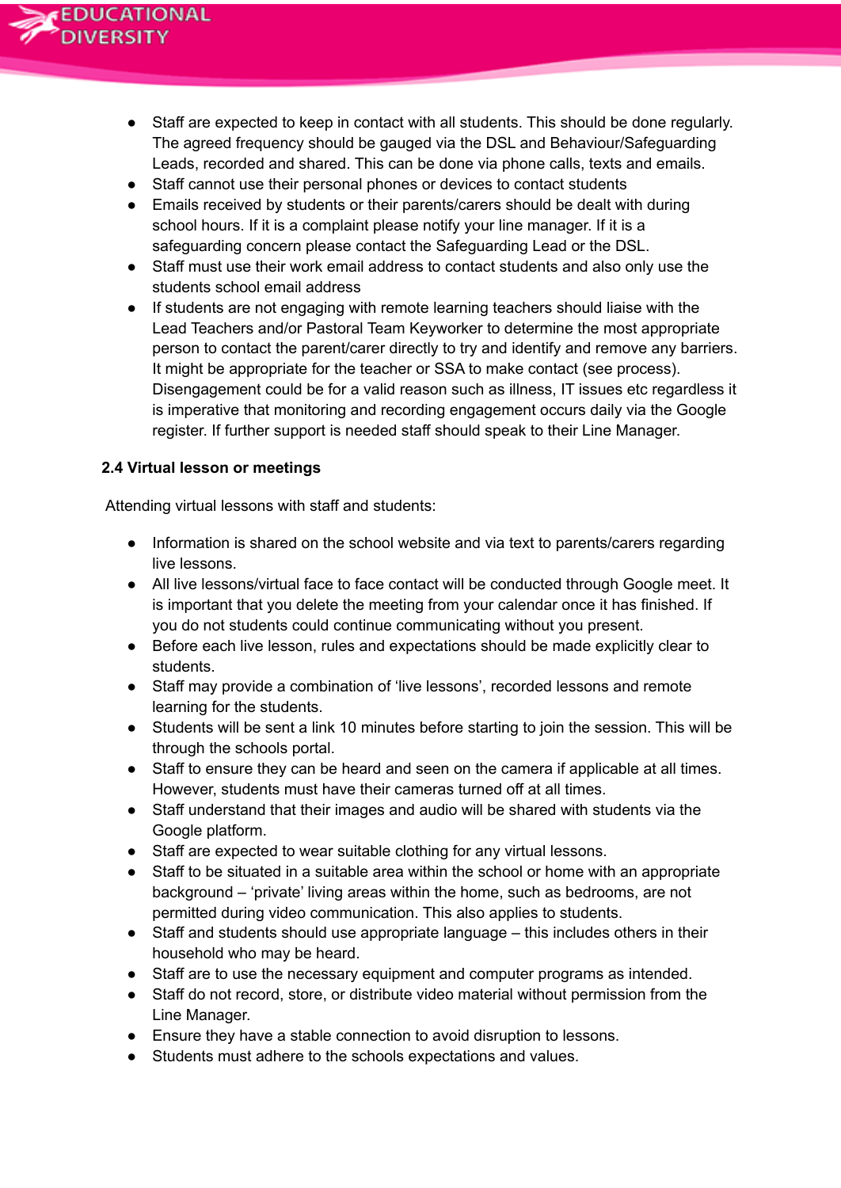- Staff are expected to keep in contact with all students. This should be done regularly. The agreed frequency should be gauged via the DSL and Behaviour/Safeguarding Leads, recorded and shared. This can be done via phone calls, texts and emails.
- Staff cannot use their personal phones or devices to contact students
- Emails received by students or their parents/carers should be dealt with during school hours. If it is a complaint please notify your line manager. If it is a safeguarding concern please contact the Safeguarding Lead or the DSL.
- Staff must use their work email address to contact students and also only use the students school email address
- If students are not engaging with remote learning teachers should liaise with the Lead Teachers and/or Pastoral Team Keyworker to determine the most appropriate person to contact the parent/carer directly to try and identify and remove any barriers. It might be appropriate for the teacher or SSA to make contact (see process). Disengagement could be for a valid reason such as illness, IT issues etc regardless it is imperative that monitoring and recording engagement occurs daily via the Google register. If further support is needed staff should speak to their Line Manager.

**2.4 Virtual lesson or meetings**

Attending virtual lessons with staff and students:

- Information is shared on the school website and via text to parents/carers regarding live lessons.
- All live lessons/virtual face to face contact will be conducted through Google meet. It is important that you delete the meeting from your calendar once it has finished. If you do not students could continue communicating without you present.
- Before each live lesson, rules and expectations should be made explicitly clear to students.
- Staff may provide a combination of 'live lessons', recorded lessons and remote learning for the students.
- Students will be sent a link 10 minutes before starting to join the session. This will be through the schools portal.
- Staff to ensure they can be heard and seen on the camera if applicable at all times. However, students must have their cameras turned off at all times.
- Staff understand that their images and audio will be shared with students via the Google platform.
- Staff are expected to wear suitable clothing for any virtual lessons.
- Staff to be situated in a suitable area within the school or home with an appropriate background – 'private' living areas within the home, such as bedrooms, are not permitted during video communication. This also applies to students.
- Staff and students should use appropriate language – this includes others in their household who may be heard.
- Staff are to use the necessary equipment and computer programs as intended.
- Staff do not record, store, or distribute video material without permission from the Line Manager.
- Ensure they have a stable connection to avoid disruption to lessons.
- Students must adhere to the schools expectations and values.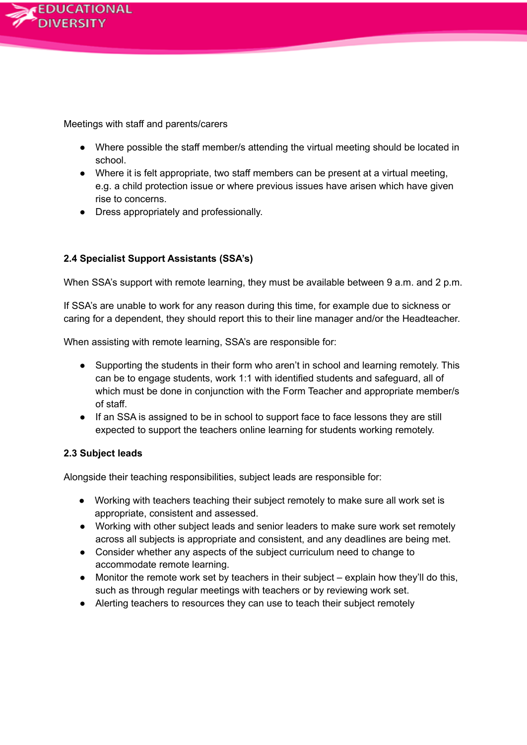Meetings with staff and parents/carers

- Where possible the staff member/s attending the virtual meeting should be located in school.
- Where it is felt appropriate, two staff members can be present at a virtual meeting, e.g. a child protection issue or where previous issues have arisen which have given rise to concerns.
- Dress appropriately and professionally.

### 2.4 Specialist Support Assistants (SSA's)

When SSA's support with remote learning, they must be available between 9 a.m. and 2 p.m.

If SSA's are unable to work for any reason during this time, for example due to sickness or caring for a dependent, they should report this to their line manager and/or the Headteacher.

When assisting with remote learning, SSA's are responsible for:

- Supporting the students in their form who aren't in school and learning remotely. This can be to engage students, work 1:1 with identified students and safeguard, all of which must be done in conjunction with the Form Teacher and appropriate member/s of staff.
- If an SSA is assigned to be in school to support face to face lessons they are still expected to support the teachers online learning for students working remotely.

### 2.3 Subject leads

Alongside their teaching responsibilities, subject leads are responsible for:

- Working with teachers teaching their subject remotely to make sure all work set is appropriate, consistent and assessed.
- Working with other subject leads and senior leaders to make sure work set remotely across all subjects is appropriate and consistent, and any deadlines are being met.
- Consider whether any aspects of the subject curriculum need to change to accommodate remote learning.
- Monitor the remote work set by teachers in their subject – explain how they'll do this, such as through regular meetings with teachers or by reviewing work set.
- Alerting teachers to resources they can use to teach their subject remotely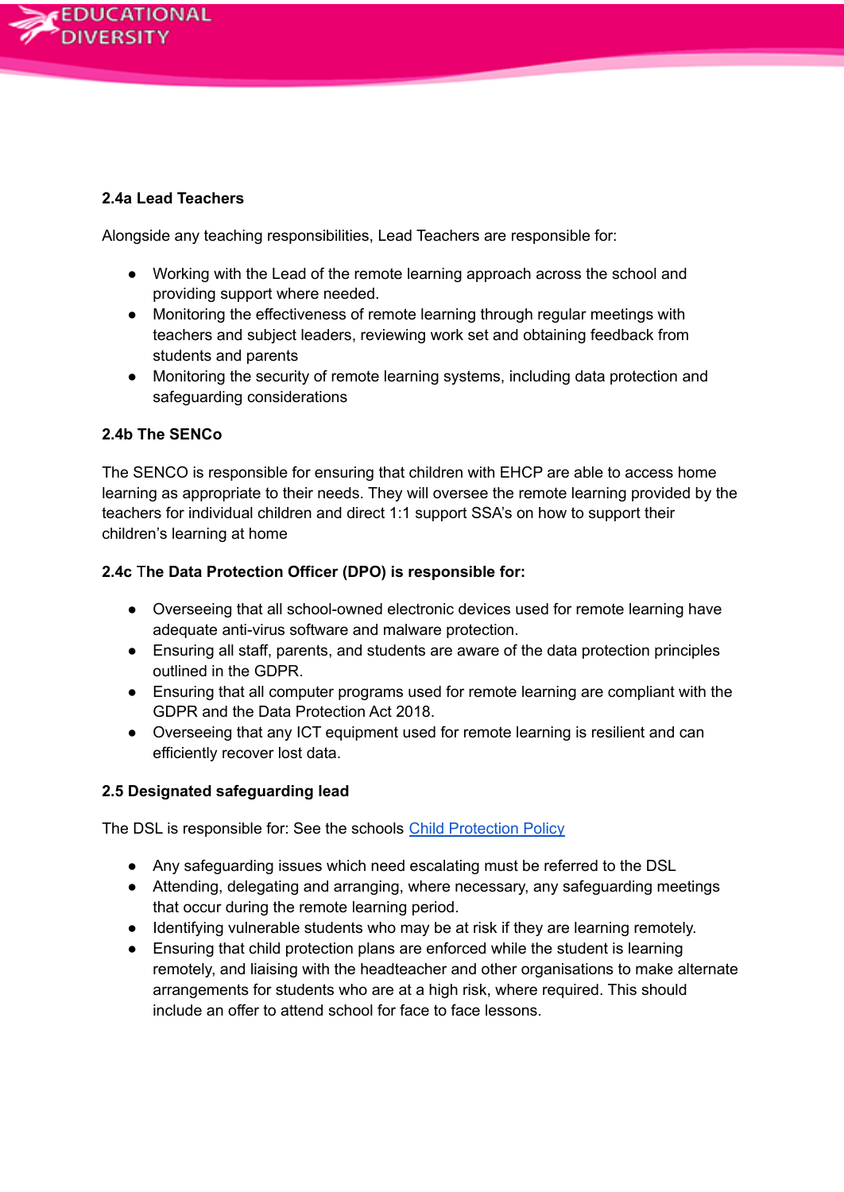**2.4a Lead Teachers**

Alongside any teaching responsibilities, Lead Teachers are responsible for:

- Working with the Lead of the remote learning approach across the school and providing support where needed.
- Monitoring the effectiveness of remote learning through regular meetings with teachers and subject leaders, reviewing work set and obtaining feedback from students and parents
- Monitoring the security of remote learning systems, including data protection and safeguarding considerations

**2.4b The SENCo**

The SENCO is responsible for ensuring that children with EHCP are able to access home learning as appropriate to their needs. They will oversee the remote learning provided by the teachers for individual children and direct 1:1 support SSA's on how to support their children's learning at home

**2.4c The Data Protection Officer (DPO) is responsible for:**

- Overseeing that all school-owned electronic devices used for remote learning have adequate anti-virus software and malware protection.
- Ensuring all staff, parents, and students are aware of the data protection principles outlined in the GDPR.
- Ensuring that all computer programs used for remote learning are compliant with the GDPR and the Data Protection Act 2018.
- Overseeing that any ICT equipment used for remote learning is resilient and can efficiently recover lost data.

**2.5 Designated safeguarding lead**

The DSL is responsible for: See the schools Child Protection Policy

- Any safeguarding issues which need escalating must be referred to the DSL
- Attending, delegating and arranging, where necessary, any safeguarding meetings that occur during the remote learning period.
- Identifying vulnerable students who may be at risk if they are learning remotely.
- Ensuring that child protection plans are enforced while the student is learning remotely, and liaising with the headteacher and other organisations to make alternate arrangements for students who are at a high risk, where required. This should include an offer to attend school for face to face lessons.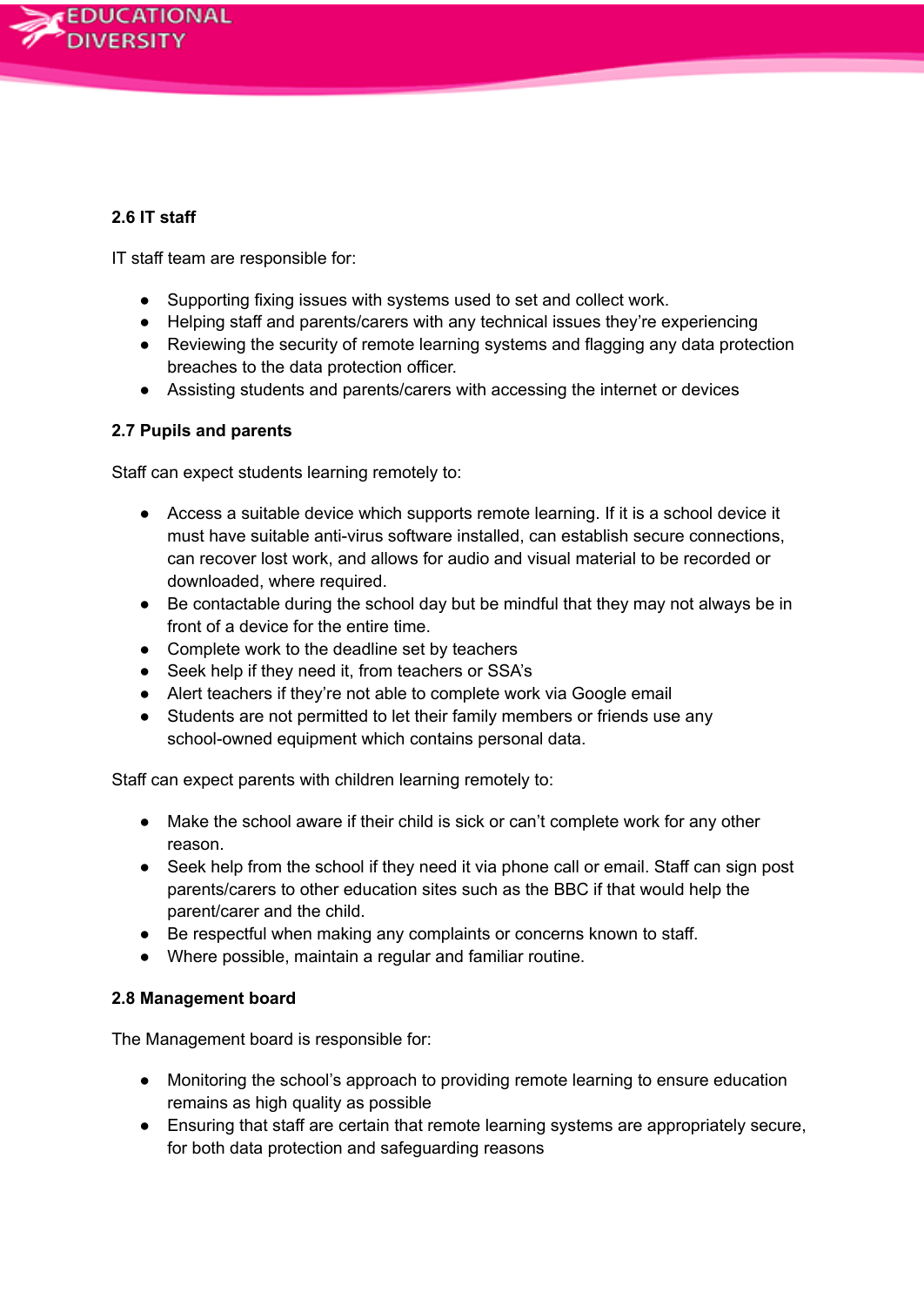### 2.6 IT staff

IT staff team are responsible for:

- Supporting fixing issues with systems used to set and collect work.
- Helping staff and parents/carers with any technical issues they're experiencing
- Reviewing the security of remote learning systems and flagging any data protection breaches to the data protection officer.
- Assisting students and parents/carers with accessing the internet or devices

### 2.7 Pupils and parents

Staff can expect students learning remotely to:

- Access a suitable device which supports remote learning. If it is a school device it must have suitable anti-virus software installed, can establish secure connections, can recover lost work, and allows for audio and visual material to be recorded or downloaded, where required.
- Be contactable during the school day but be mindful that they may not always be in front of a device for the entire time.
- Complete work to the deadline set by teachers
- Seek help if they need it, from teachers or SSA's
- Alert teachers if they're not able to complete work via Google email
- Students are not permitted to let their family members or friends use any school-owned equipment which contains personal data.

Staff can expect parents with children learning remotely to:

- Make the school aware if their child is sick or can't complete work for any other reason.
- Seek help from the school if they need it via phone call or email. Staff can sign post parents/carers to other education sites such as the BBC if that would help the parent/carer and the child.
- Be respectful when making any complaints or concerns known to staff.
- Where possible, maintain a regular and familiar routine.

### 2.8 Management board

The Management board is responsible for:

- Monitoring the school's approach to providing remote learning to ensure education remains as high quality as possible
- Ensuring that staff are certain that remote learning systems are appropriately secure, for both data protection and safeguarding reasons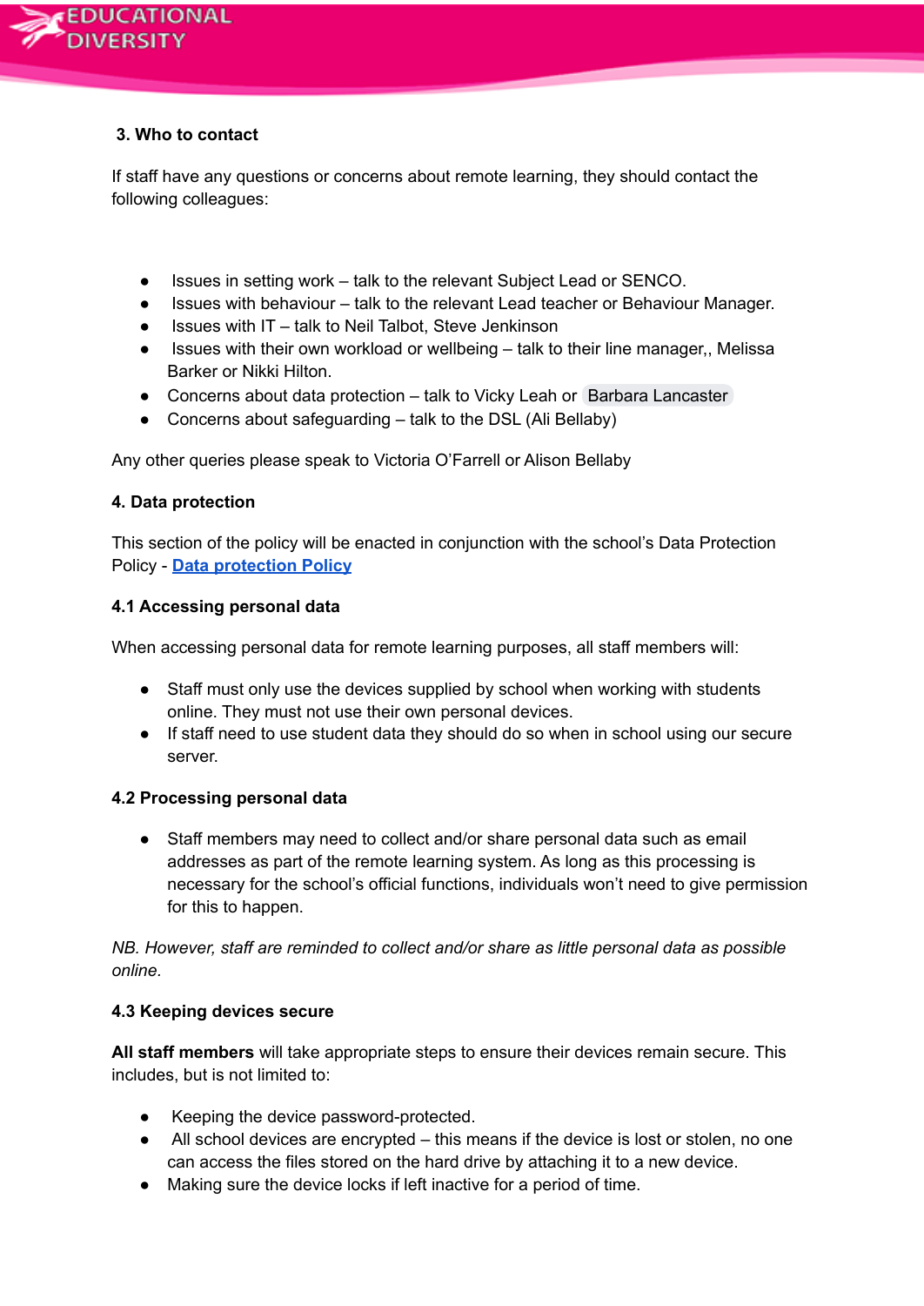### 3. Who to contact

If staff have any questions or concerns about remote learning, they should contact the following colleagues:

- Issues in setting work – talk to the relevant Subject Lead or SENCO.
- Issues with behaviour – talk to the relevant Lead teacher or Behaviour Manager.
- Issues with IT – talk to Neil Talbot, Steve Jenkinson
- Issues with their own workload or wellbeing – talk to their line manager,, Melissa Barker or Nikki Hilton.
- Concerns about data protection – talk to Vicky Leah or Barbara Lancaster
- Concerns about safeguarding – talk to the DSL (Ali Bellaby)

Any other queries please speak to Victoria O'Farrell or Alison Bellaby

### 4. Data protection

This section of the policy will be enacted in conjunction with the school's Data Protection Policy - [Data protection Policy]()

#### 4.1 Accessing personal data

When accessing personal data for remote learning purposes, all staff members will:

- Staff must only use the devices supplied by school when working with students online. They must not use their own personal devices.
- If staff need to use student data they should do so when in school using our secure server.

#### 4.2 Processing personal data

- Staff members may need to collect and/or share personal data such as email addresses as part of the remote learning system. As long as this processing is necessary for the school's official functions, individuals won't need to give permission for this to happen.

*NB. However, staff are reminded to collect and/or share as little personal data as possible online.*

#### 4.3 Keeping devices secure

**All staff members** will take appropriate steps to ensure their devices remain secure. This includes, but is not limited to:

- Keeping the device password-protected.
- All school devices are encrypted – this means if the device is lost or stolen, no one can access the files stored on the hard drive by attaching it to a new device.
- Making sure the device locks if left inactive for a period of time.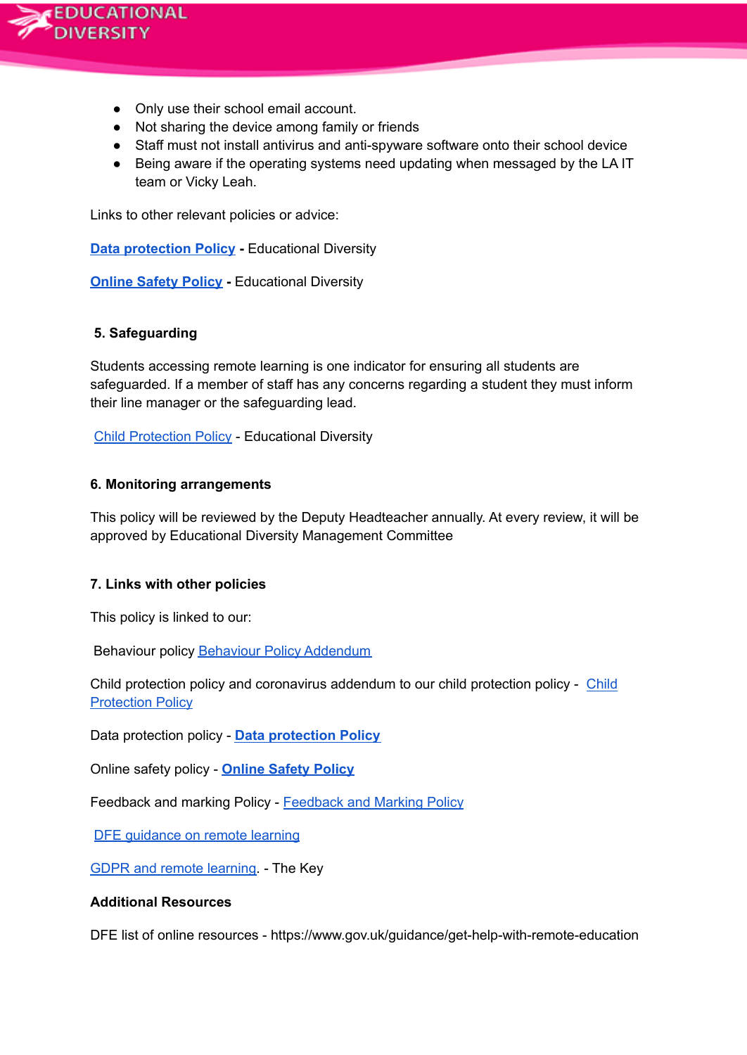- Only use their school email account.
- Not sharing the device among family or friends
- Staff must not install antivirus and anti-spyware software onto their school device
- Being aware if the operating systems need updating when messaged by the LA IT team or Vicky Leah.

Links to other relevant policies or advice:

**Data protection Policy** **-** Educational Diversity

**Online Safety Policy** **-** Educational Diversity

### 5. Safeguarding

Students accessing remote learning is one indicator for ensuring all students are safeguarded. If a member of staff has any concerns regarding a student they must inform their line manager or the safeguarding lead.

Child Protection Policy - Educational Diversity

### 6. Monitoring arrangements

This policy will be reviewed by the Deputy Headteacher annually. At every review, it will be approved by Educational Diversity Management Committee

### 7. Links with other policies

This policy is linked to our:

Behaviour policy Behaviour Policy Addendum

Child protection policy and coronavirus addendum to our child protection policy - Child Protection Policy

Data protection policy - **Data protection Policy**

Online safety policy - **Online Safety Policy**

Feedback and marking Policy - Feedback and Marking Policy

DFE guidance on remote learning

GDPR and remote learning. - The Key

**Additional Resources**

DFE list of online resources - https://www.gov.uk/guidance/get-help-with-remote-education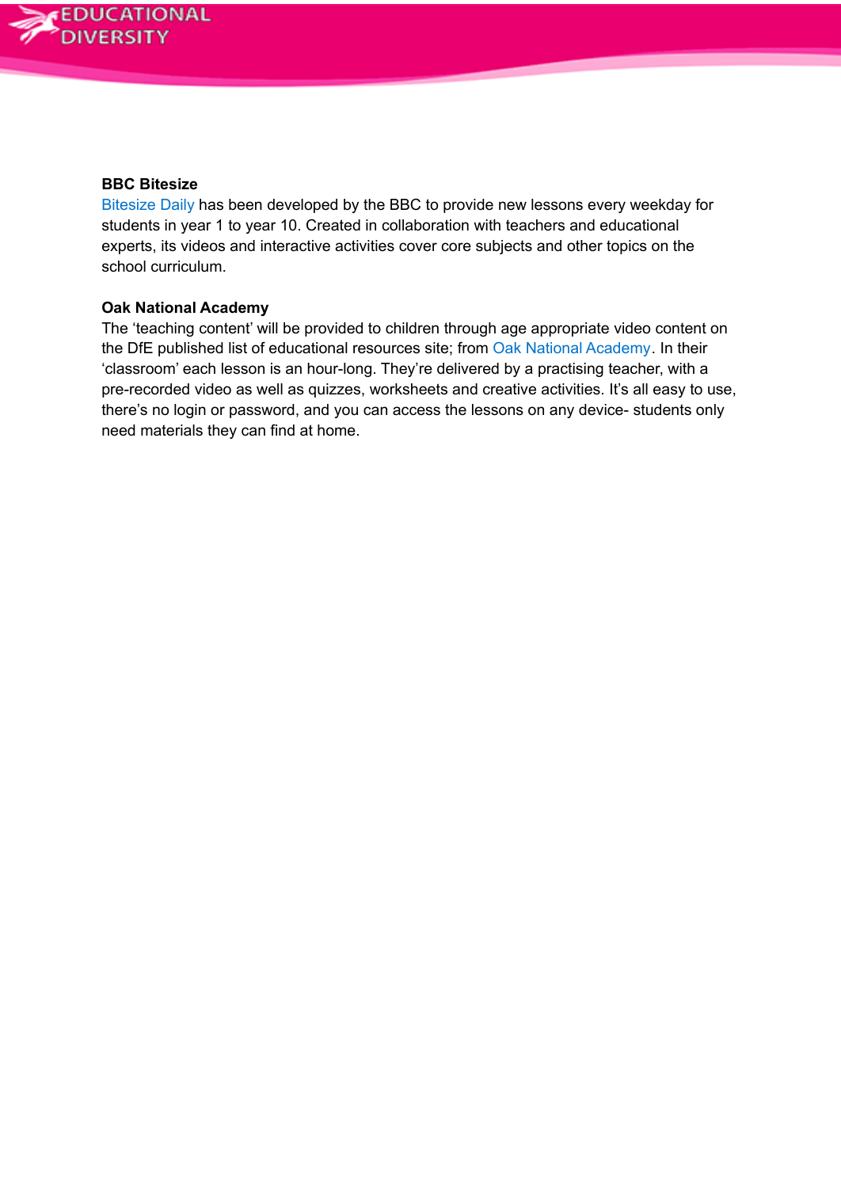**BBC Bitesize**

Bitesize Daily has been developed by the BBC to provide new lessons every weekday for students in year 1 to year 10. Created in collaboration with teachers and educational experts, its videos and interactive activities cover core subjects and other topics on the school curriculum.

**Oak National Academy**

The 'teaching content' will be provided to children through age appropriate video content on the DfE published list of educational resources site; from Oak National Academy. In their 'classroom' each lesson is an hour-long. They're delivered by a practising teacher, with a pre-recorded video as well as quizzes, worksheets and creative activities. It's all easy to use, there's no login or password, and you can access the lessons on any device- students only need materials they can find at home.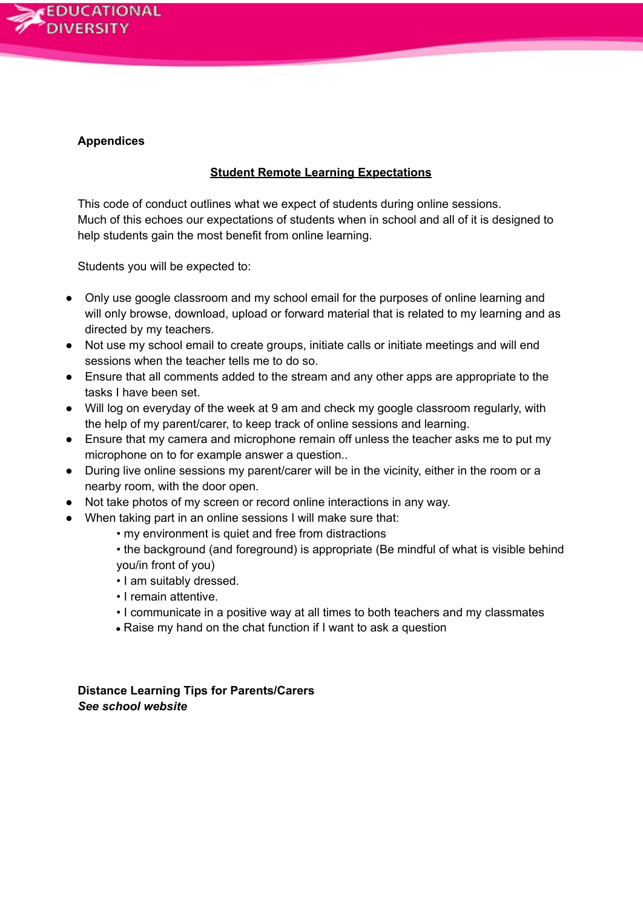**Appendices**

**Student Remote Learning Expectations**

This code of conduct outlines what we expect of students during online sessions.
Much of this echoes our expectations of students when in school and all of it is designed to help students gain the most benefit from online learning.

Students you will be expected to:

- Only use google classroom and my school email for the purposes of online learning and will only browse, download, upload or forward material that is related to my learning and as directed by my teachers.
- Not use my school email to create groups, initiate calls or initiate meetings and will end sessions when the teacher tells me to do so.
- Ensure that all comments added to the stream and any other apps are appropriate to the tasks I have been set.
- Will log on everyday of the week at 9 am and check my google classroom regularly, with the help of my parent/carer, to keep track of online sessions and learning.
- Ensure that my camera and microphone remain off unless the teacher asks me to put my microphone on to for example answer a question..
- During live online sessions my parent/carer will be in the vicinity, either in the room or a nearby room, with the door open.
- Not take photos of my screen or record online interactions in any way.
- When taking part in an online sessions I will make sure that:
  - my environment is quiet and free from distractions
  - the background (and foreground) is appropriate (Be mindful of what is visible behind you/in front of you)
  - I am suitably dressed.
  - I remain attentive.
  - I communicate in a positive way at all times to both teachers and my classmates
  - Raise my hand on the chat function if I want to ask a question

**Distance Learning Tips for Parents/Carers**
***See school website***